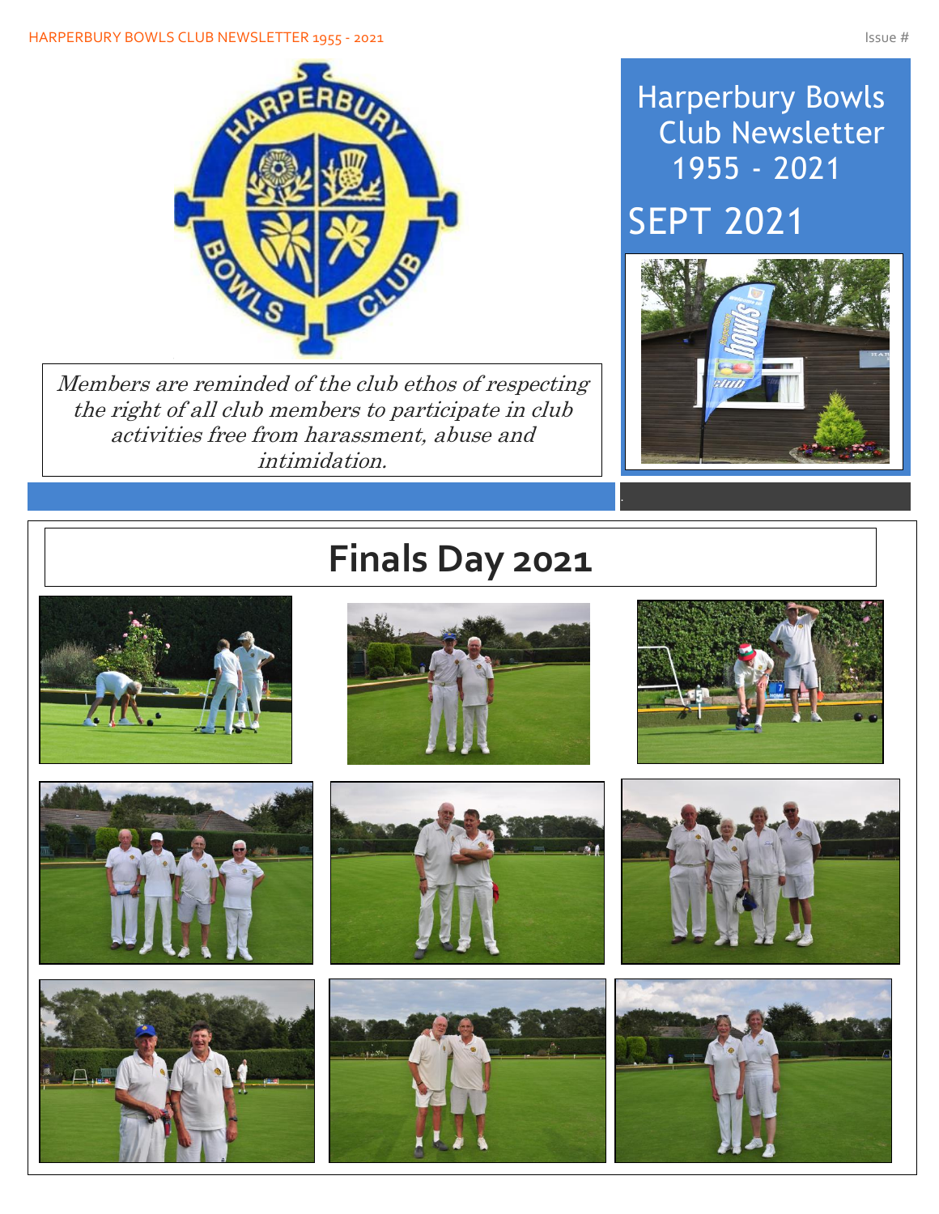# Harperbury Bowls Club Newsletter 1955 - 2021

## SEPT 2021

*Members are reminded of the club ethos of respecting the right of all club members to participate in club activities free from harassment, abuse and intimidation.*

## Finals Day 2021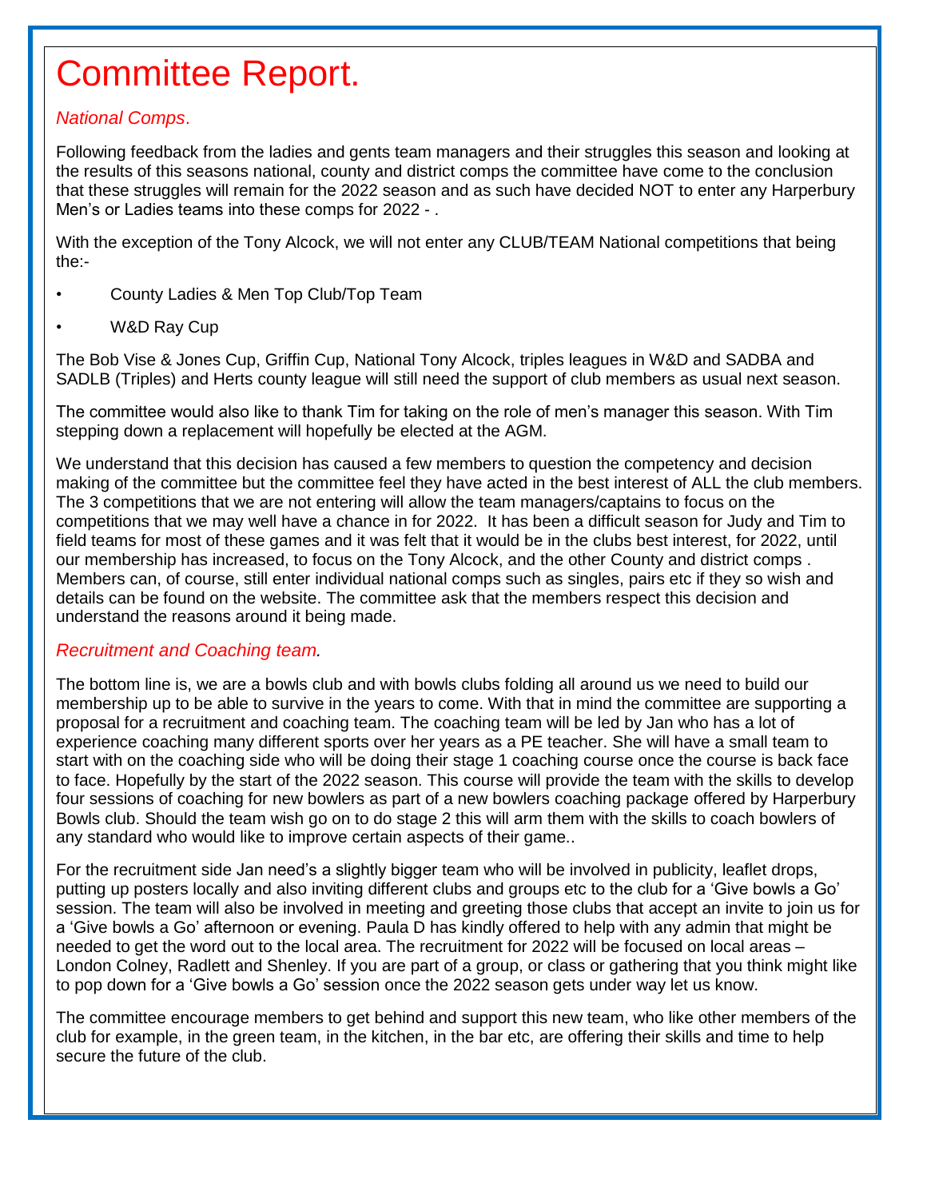# Committee Report.

*National Comps*.

Following feedback from the ladies and gents team managers and their struggles this season and looking at the results of this seasons national, county and district comps the committee have come to the conclusion that these struggles will remain for the 2022 season and as such have decided NOT to enter any Harperbury Men's or Ladies teams into these comps for 2022 - .

With the exception of the Tony Alcock, we will not enter any CLUB/TEAM National competitions that being the:-

- County Ladies & Men Top Club/Top Team
- W&D Ray Cup

The Bob Vise & Jones Cup, Griffin Cup, National Tony Alcock, triples leagues in W&D and SADBA and SADLB (Triples) and Herts county league will still need the support of club members as usual next season.

The committee would also like to thank Tim for taking on the role of men's manager this season. With Tim stepping down a replacement will hopefully be elected at the AGM.

We understand that this decision has caused a few members to question the competency and decision making of the committee but the committee feel they have acted in the best interest of ALL the club members. The 3 competitions that we are not entering will allow the team managers/captains to focus on the competitions that we may well have a chance in for 2022. It has been a difficult season for Judy and Tim to field teams for most of these games and it was felt that it would be in the clubs best interest, for 2022, until our membership has increased, to focus on the Tony Alcock, and the other County and district comps . Members can, of course, still enter individual national comps such as singles, pairs etc if they so wish and details can be found on the website. The committee ask that the members respect this decision and understand the reasons around it being made.

*Recruitment and Coaching team.*

The bottom line is, we are a bowls club and with bowls clubs folding all around us we need to build our membership up to be able to survive in the years to come. With that in mind the committee are supporting a proposal for a recruitment and coaching team. The coaching team will be led by Jan who has a lot of experience coaching many different sports over her years as a PE teacher. She will have a small team to start with on the coaching side who will be doing their stage 1 coaching course once the course is back face to face. Hopefully by the start of the 2022 season. This course will provide the team with the skills to develop four sessions of coaching for new bowlers as part of a new bowlers coaching package offered by Harperbury Bowls club. Should the team wish go on to do stage 2 this will arm them with the skills to coach bowlers of any standard who would like to improve certain aspects of their game..

For the recruitment side Jan need's a slightly bigger team who will be involved in publicity, leaflet drops, putting up posters locally and also inviting different clubs and groups etc to the club for a 'Give bowls a Go' session. The team will also be involved in meeting and greeting those clubs that accept an invite to join us for a 'Give bowls a Go' afternoon or evening. Paula D has kindly offered to help with any admin that might be needed to get the word out to the local area. The recruitment for 2022 will be focused on local areas – London Colney, Radlett and Shenley. If you are part of a group, or class or gathering that you think might like to pop down for a 'Give bowls a Go' session once the 2022 season gets under way let us know.

The committee encourage members to get behind and support this new team, who like other members of the club for example, in the green team, in the kitchen, in the bar etc, are offering their skills and time to help secure the future of the club.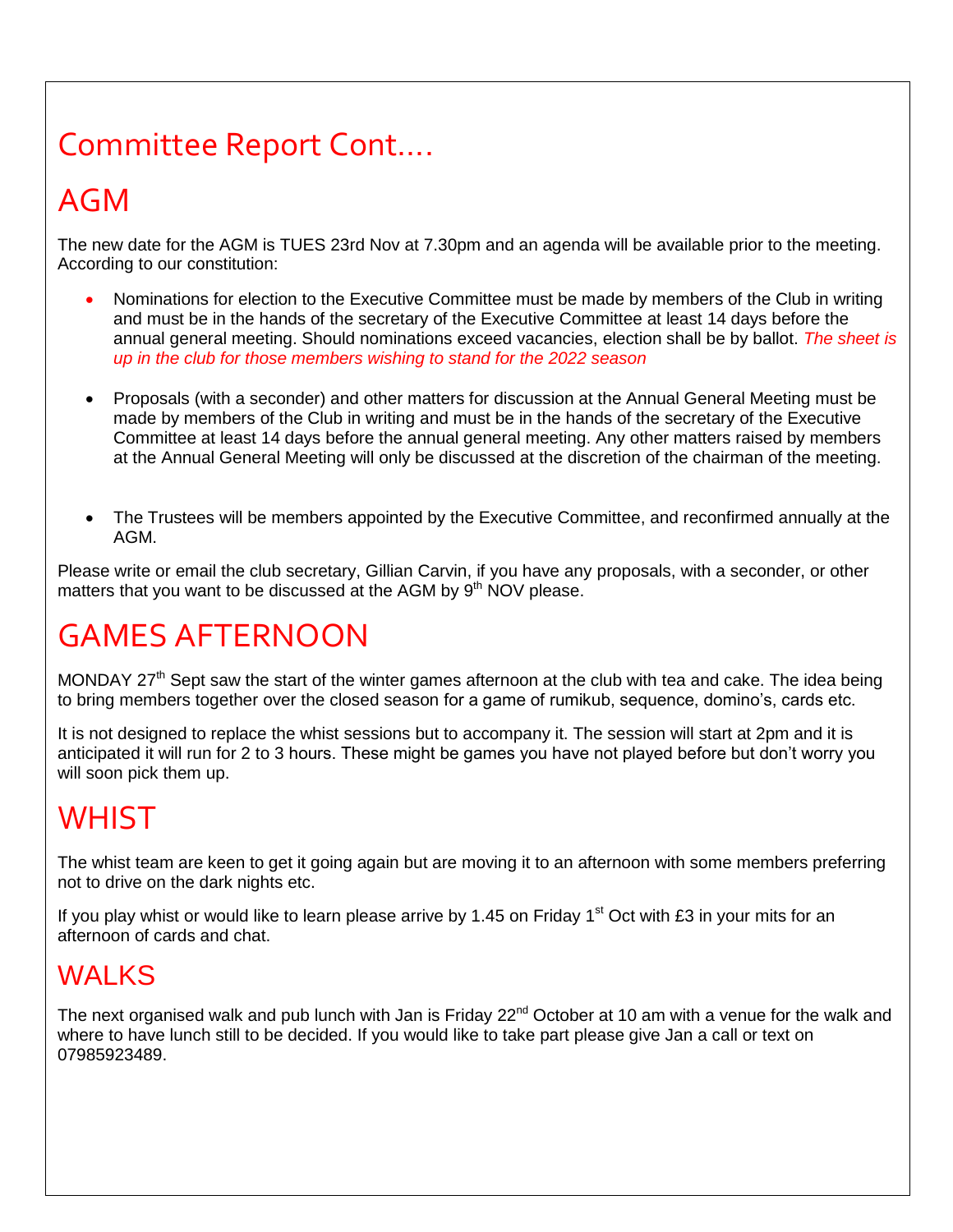# Committee Report Cont….

## AGM

The new date for the AGM is TUES 23rd Nov at 7.30pm and an agenda will be available prior to the meeting. According to our constitution:

- Nominations for election to the Executive Committee must be made by members of the Club in writing and must be in the hands of the secretary of the Executive Committee at least 14 days before the annual general meeting. Should nominations exceed vacancies, election shall be by ballot. *The sheet is up in the club for those members wishing to stand for the 2022 season*

- Proposals (with a seconder) and other matters for discussion at the Annual General Meeting must be made by members of the Club in writing and must be in the hands of the secretary of the Executive Committee at least 14 days before the annual general meeting. Any other matters raised by members at the Annual General Meeting will only be discussed at the discretion of the chairman of the meeting.

- The Trustees will be members appointed by the Executive Committee, and reconfirmed annually at the AGM.

Please write or email the club secretary, Gillian Carvin, if you have any proposals, with a seconder, or other matters that you want to be discussed at the AGM by 9th NOV please.

## GAMES AFTERNOON

MONDAY 27th Sept saw the start of the winter games afternoon at the club with tea and cake. The idea being to bring members together over the closed season for a game of rumikub, sequence, domino's, cards etc.

It is not designed to replace the whist sessions but to accompany it. The session will start at 2pm and it is anticipated it will run for 2 to 3 hours. These might be games you have not played before but don't worry you will soon pick them up.

## WHIST

The whist team are keen to get it going again but are moving it to an afternoon with some members preferring not to drive on the dark nights etc.

If you play whist or would like to learn please arrive by 1.45 on Friday 1st Oct with £3 in your mits for an afternoon of cards and chat.

## WALKS

The next organised walk and pub lunch with Jan is Friday 22nd October at 10 am with a venue for the walk and where to have lunch still to be decided. If you would like to take part please give Jan a call or text on 07985923489.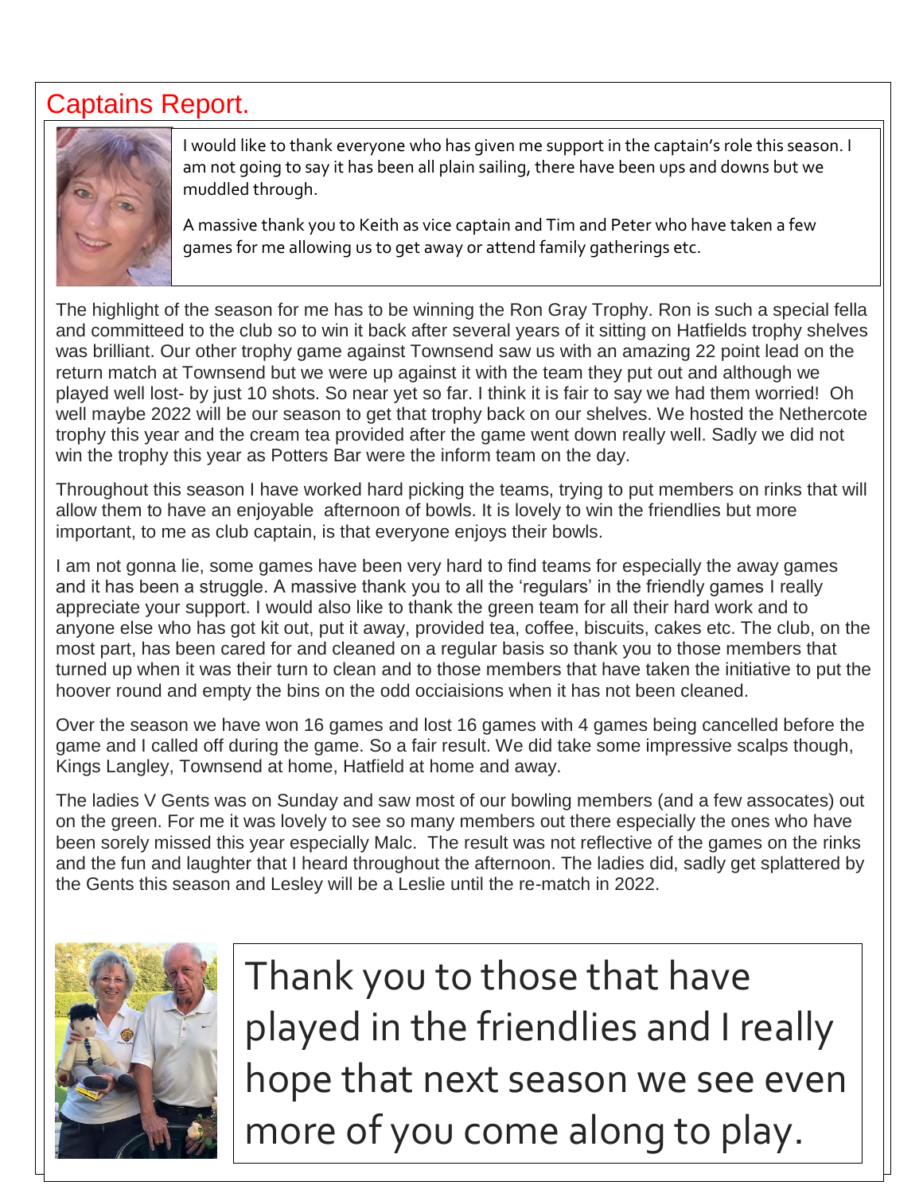# Captains Report.

I would like to thank everyone who has given me support in the captain's role this season. I am not going to say it has been all plain sailing, there have been ups and downs but we muddled through.

A massive thank you to Keith as vice captain and Tim and Peter who have taken a few games for me allowing us to get away or attend family gatherings etc.

The highlight of the season for me has to be winning the Ron Gray Trophy. Ron is such a special fella and committeed to the club so to win it back after several years of it sitting on Hatfields trophy shelves was brilliant. Our other trophy game against Townsend saw us with an amazing 22 point lead on the return match at Townsend but we were up against it with the team they put out and although we played well lost- by just 10 shots. So near yet so far. I think it is fair to say we had them worried! Oh well maybe 2022 will be our season to get that trophy back on our shelves. We hosted the Nethercote trophy this year and the cream tea provided after the game went down really well. Sadly we did not win the trophy this year as Potters Bar were the inform team on the day.

Throughout this season I have worked hard picking the teams, trying to put members on rinks that will allow them to have an enjoyable afternoon of bowls. It is lovely to win the friendlies but more important, to me as club captain, is that everyone enjoys their bowls.

I am not gonna lie, some games have been very hard to find teams for especially the away games and it has been a struggle. A massive thank you to all the 'regulars' in the friendly games I really appreciate your support. I would also like to thank the green team for all their hard work and to anyone else who has got kit out, put it away, provided tea, coffee, biscuits, cakes etc. The club, on the most part, has been cared for and cleaned on a regular basis so thank you to those members that turned up when it was their turn to clean and to those members that have taken the initiative to put the hoover round and empty the bins on the odd occiaisions when it has not been cleaned.

Over the season we have won 16 games and lost 16 games with 4 games being cancelled before the game and I called off during the game. So a fair result. We did take some impressive scalps though, Kings Langley, Townsend at home, Hatfield at home and away.

The ladies V Gents was on Sunday and saw most of our bowling members (and a few assocates) out on the green. For me it was lovely to see so many members out there especially the ones who have been sorely missed this year especially Malc. The result was not reflective of the games on the rinks and the fun and laughter that I heard throughout the afternoon. The ladies did, sadly get splattered by the Gents this season and Lesley will be a Leslie until the re-match in 2022.

Thank you to those that have played in the friendlies and I really hope that next season we see even more of you come along to play.